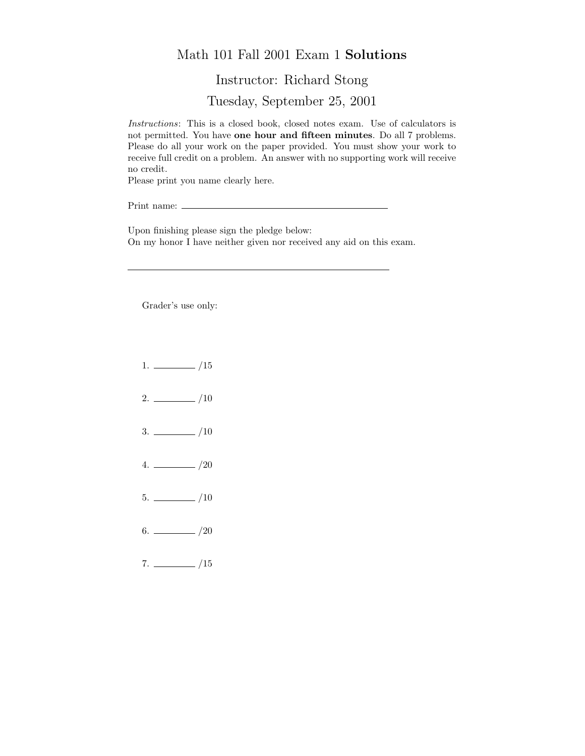# Math 101 Fall 2001 Exam 1 **Solutions**

## Instructor: Richard Stong

## Tuesday, September 25, 2001

*Instructions*: This is a closed book, closed notes exam. Use of calculators is not permitted. You have **one hour and fifteen minutes**. Do all 7 problems. Please do all your work on the paper provided. You must show your work to receive full credit on a problem. An answer with no supporting work will receive no credit.

Please print you name clearly here.

Print name: ______________________________

Upon finishing please sign the pledge below:
On my honor I have neither given nor received any aid on this exam.

______________________________

Grader's use only:

1. ________ /15

2. ________ /10

3. ________ /10

4. ________ /20

5. ________ /10

6. ________ /20

7. ________ /15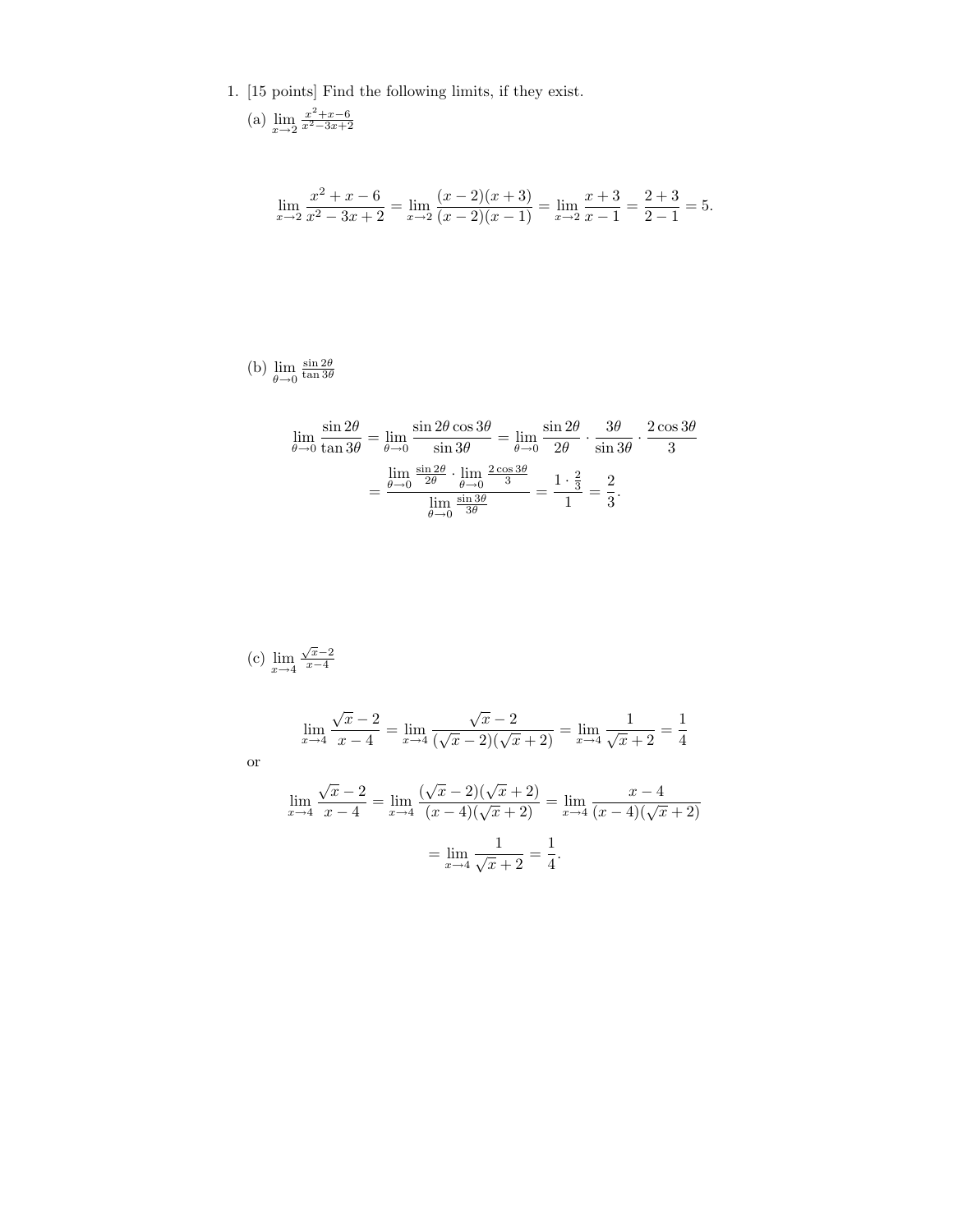1. [15 points] Find the following limits, if they exist.

(a) $\lim\limits_{x\to 2} \frac{x^2+x-6}{x^2-3x+2}$

$$\lim_{x\to 2} \frac{x^2+x-6}{x^2-3x+2} = \lim_{x\to 2} \frac{(x-2)(x+3)}{(x-2)(x-1)} = \lim_{x\to 2} \frac{x+3}{x-1} = \frac{2+3}{2-1} = 5.$$

(b) $\lim\limits_{\theta\to 0} \frac{\sin 2\theta}{\tan 3\theta}$

$$\lim_{\theta\to 0} \frac{\sin 2\theta}{\tan 3\theta} = \lim_{\theta\to 0} \frac{\sin 2\theta \cos 3\theta}{\sin 3\theta} = \lim_{\theta\to 0} \frac{\sin 2\theta}{2\theta} \cdot \frac{3\theta}{\sin 3\theta} \cdot \frac{2\cos 3\theta}{3}$$

$$= \frac{\lim\limits_{\theta\to 0} \frac{\sin 2\theta}{2\theta} \cdot \lim\limits_{\theta\to 0} \frac{2\cos 3\theta}{3}}{\lim\limits_{\theta\to 0} \frac{\sin 3\theta}{3\theta}} = \frac{1 \cdot \frac{2}{3}}{1} = \frac{2}{3}.$$

(c) $\lim\limits_{x\to 4} \frac{\sqrt{x}-2}{x-4}$

$$\lim_{x\to 4} \frac{\sqrt{x}-2}{x-4} = \lim_{x\to 4} \frac{\sqrt{x}-2}{(\sqrt{x}-2)(\sqrt{x}+2)} = \lim_{x\to 4} \frac{1}{\sqrt{x}+2} = \frac{1}{4}$$

or

$$\lim_{x\to 4} \frac{\sqrt{x}-2}{x-4} = \lim_{x\to 4} \frac{(\sqrt{x}-2)(\sqrt{x}+2)}{(x-4)(\sqrt{x}+2)} = \lim_{x\to 4} \frac{x-4}{(x-4)(\sqrt{x}+2)}$$

$$= \lim_{x\to 4} \frac{1}{\sqrt{x}+2} = \frac{1}{4}.$$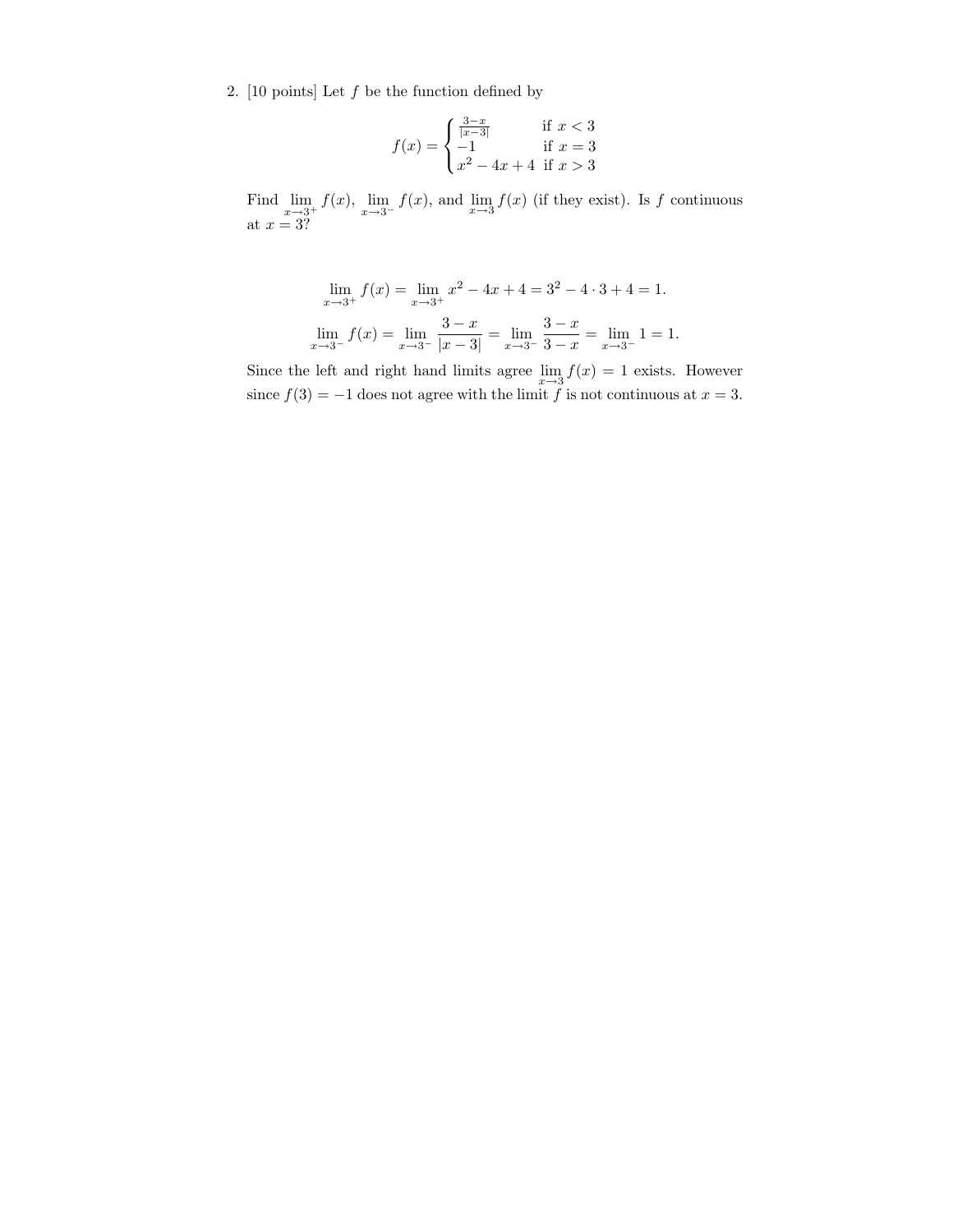2. [10 points] Let $f$ be the function defined by

$$f(x) = \begin{cases} \frac{3-x}{|x-3|} & \text{if } x < 3 \\ -1 & \text{if } x = 3 \\ x^2 - 4x + 4 & \text{if } x > 3 \end{cases}$$

Find $\lim_{x\to 3^+} f(x)$, $\lim_{x\to 3^-} f(x)$, and $\lim_{x\to 3} f(x)$ (if they exist). Is $f$ continuous at $x = 3$?

$$\lim_{x\to 3^+} f(x) = \lim_{x\to 3^+} x^2 - 4x + 4 = 3^2 - 4 \cdot 3 + 4 = 1.$$

$$\lim_{x\to 3^-} f(x) = \lim_{x\to 3^-} \frac{3-x}{|x-3|} = \lim_{x\to 3^-} \frac{3-x}{3-x} = \lim_{x\to 3^-} 1 = 1.$$

Since the left and right hand limits agree $\lim_{x\to 3} f(x) = 1$ exists. However since $f(3) = -1$ does not agree with the limit $f$ is not continuous at $x = 3$.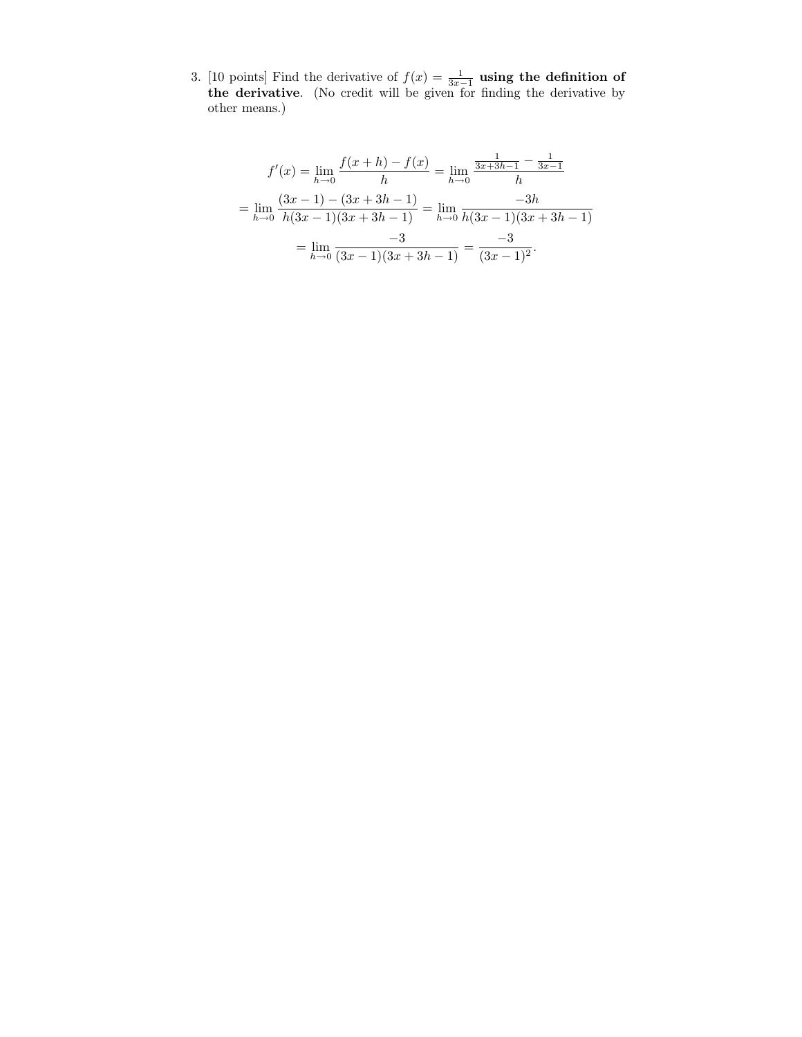3. [10 points] Find the derivative of $f(x) = \frac{1}{3x-1}$ **using the definition of the derivative**. (No credit will be given for finding the derivative by other means.)

$$f'(x) = \lim_{h \to 0} \frac{f(x+h) - f(x)}{h} = \lim_{h \to 0} \frac{\frac{1}{3x+3h-1} - \frac{1}{3x-1}}{h}$$

$$= \lim_{h \to 0} \frac{(3x-1) - (3x+3h-1)}{h(3x-1)(3x+3h-1)} = \lim_{h \to 0} \frac{-3h}{h(3x-1)(3x+3h-1)}$$

$$= \lim_{h \to 0} \frac{-3}{(3x-1)(3x+3h-1)} = \frac{-3}{(3x-1)^2}.$$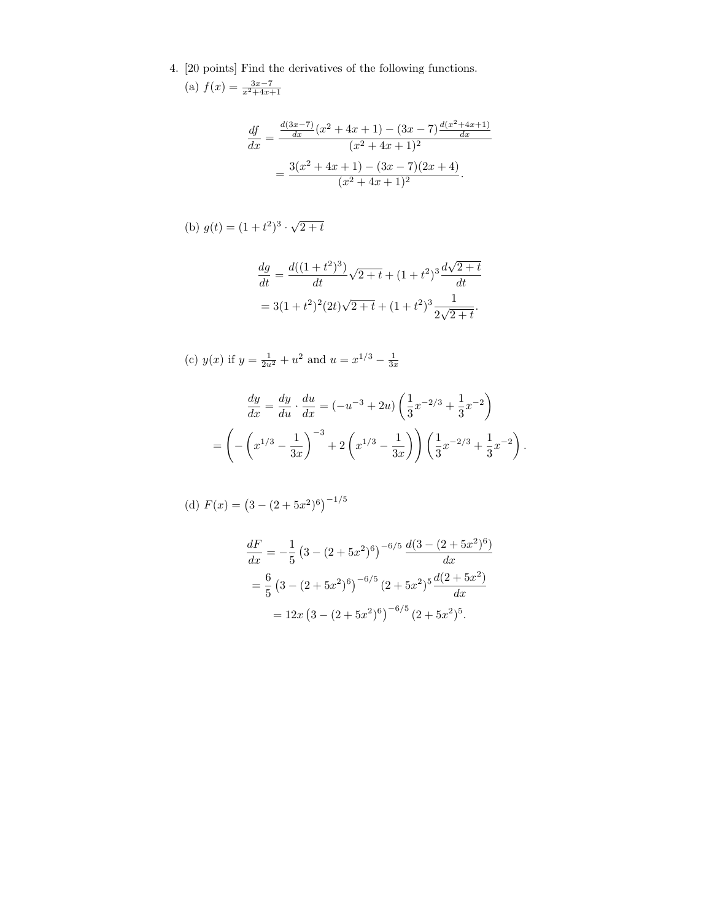4. [20 points] Find the derivatives of the following functions.

(a) $f(x) = \frac{3x-7}{x^2+4x+1}$

$$\begin{aligned}
\frac{df}{dx} &= \frac{\frac{d(3x-7)}{dx}(x^2+4x+1) - (3x-7)\frac{d(x^2+4x+1)}{dx}}{(x^2+4x+1)^2} \\
&= \frac{3(x^2+4x+1) - (3x-7)(2x+4)}{(x^2+4x+1)^2}.
\end{aligned}$$

(b) $g(t) = (1+t^2)^3 \cdot \sqrt{2+t}$

$$\begin{aligned}
\frac{dg}{dt} &= \frac{d((1+t^2)^3)}{dt}\sqrt{2+t} + (1+t^2)^3 \frac{d\sqrt{2+t}}{dt} \\
&= 3(1+t^2)^2(2t)\sqrt{2+t} + (1+t^2)^3 \frac{1}{2\sqrt{2+t}}.
\end{aligned}$$

(c) $y(x)$ if $y = \frac{1}{2u^2} + u^2$ and $u = x^{1/3} - \frac{1}{3x}$

$$\frac{dy}{dx} = \frac{dy}{du} \cdot \frac{du}{dx} = (-u^{-3} + 2u)\left(\frac{1}{3}x^{-2/3} + \frac{1}{3}x^{-2}\right)$$

$$= \left(-\left(x^{1/3} - \frac{1}{3x}\right)^{-3} + 2\left(x^{1/3} - \frac{1}{3x}\right)\right)\left(\frac{1}{3}x^{-2/3} + \frac{1}{3}x^{-2}\right).$$

(d) $F(x) = \left(3 - (2+5x^2)^6\right)^{-1/5}$

$$\begin{aligned}
\frac{dF}{dx} &= -\frac{1}{5}\left(3 - (2+5x^2)^6\right)^{-6/5} \frac{d(3-(2+5x^2)^6)}{dx} \\
&= \frac{6}{5}\left(3 - (2+5x^2)^6\right)^{-6/5} (2+5x^2)^5 \frac{d(2+5x^2)}{dx} \\
&= 12x\left(3 - (2+5x^2)^6\right)^{-6/5} (2+5x^2)^5.
\end{aligned}$$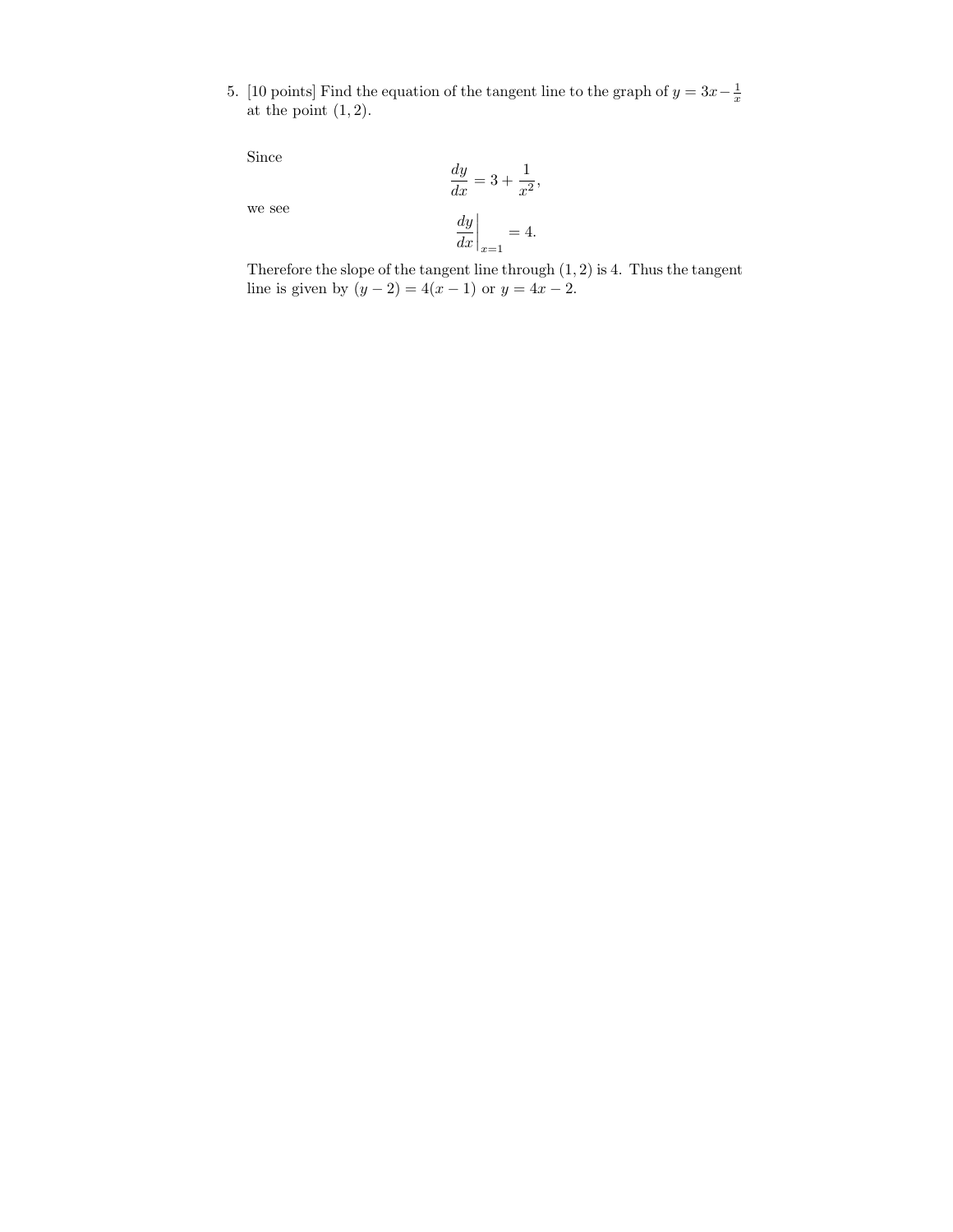5. [10 points] Find the equation of the tangent line to the graph of $y = 3x - \frac{1}{x}$ at the point $(1, 2)$.

Since

$$\frac{dy}{dx} = 3 + \frac{1}{x^2},$$

we see

$$\left.\frac{dy}{dx}\right|_{x=1} = 4.$$

Therefore the slope of the tangent line through $(1, 2)$ is 4. Thus the tangent line is given by $(y - 2) = 4(x - 1)$ or $y = 4x - 2$.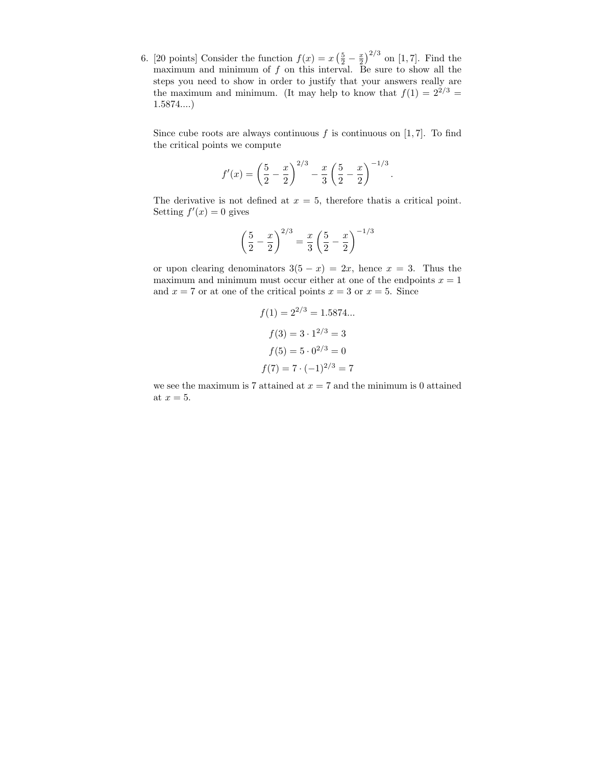6. [20 points] Consider the function $f(x) = x\left(\frac{5}{2} - \frac{x}{2}\right)^{2/3}$ on $[1, 7]$. Find the maximum and minimum of $f$ on this interval. Be sure to show all the steps you need to show in order to justify that your answers really are the maximum and minimum. (It may help to know that $f(1) = 2^{2/3} = 1.5874....$)

Since cube roots are always continuous $f$ is continuous on $[1, 7]$. To find the critical points we compute

$$f'(x) = \left(\frac{5}{2} - \frac{x}{2}\right)^{2/3} - \frac{x}{3}\left(\frac{5}{2} - \frac{x}{2}\right)^{-1/3}.$$

The derivative is not defined at $x = 5$, therefore thatis a critical point. Setting $f'(x) = 0$ gives

$$\left(\frac{5}{2} - \frac{x}{2}\right)^{2/3} = \frac{x}{3}\left(\frac{5}{2} - \frac{x}{2}\right)^{-1/3}$$

or upon clearing denominators $3(5 - x) = 2x$, hence $x = 3$. Thus the maximum and minimum must occur either at one of the endpoints $x = 1$ and $x = 7$ or at one of the critical points $x = 3$ or $x = 5$. Since

$$f(1) = 2^{2/3} = 1.5874...$$

$$f(3) = 3 \cdot 1^{2/3} = 3$$

$$f(5) = 5 \cdot 0^{2/3} = 0$$

$$f(7) = 7 \cdot (-1)^{2/3} = 7$$

we see the maximum is 7 attained at $x = 7$ and the minimum is 0 attained at $x = 5$.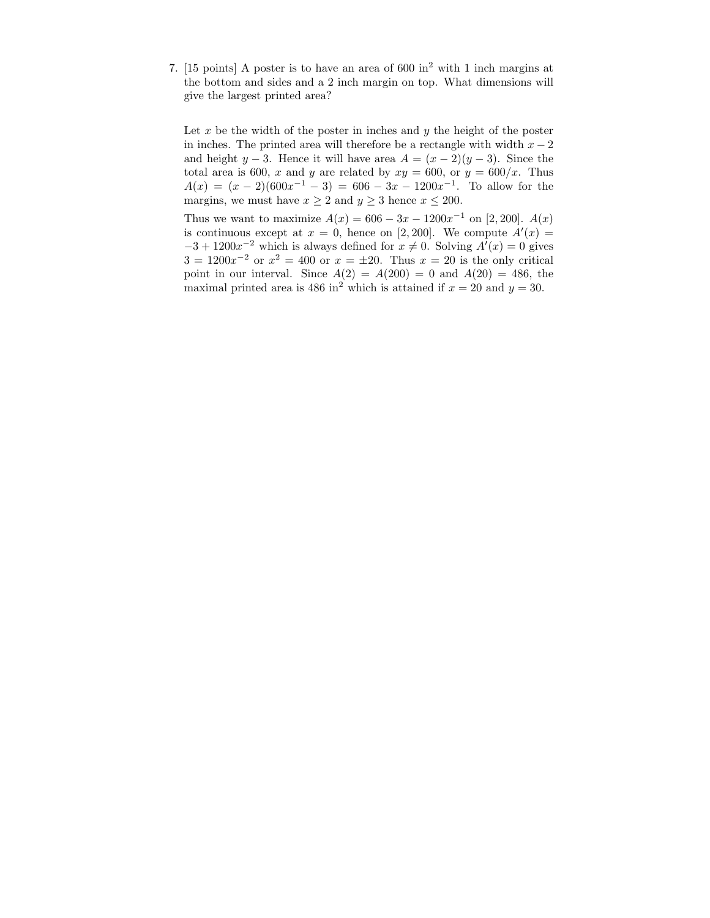7. [15 points] A poster is to have an area of 600 $\text{in}^2$ with 1 inch margins at the bottom and sides and a 2 inch margin on top. What dimensions will give the largest printed area?

Let $x$ be the width of the poster in inches and $y$ the height of the poster in inches. The printed area will therefore be a rectangle with width $x - 2$ and height $y - 3$. Hence it will have area $A = (x - 2)(y - 3)$. Since the total area is 600, $x$ and $y$ are related by $xy = 600$, or $y = 600/x$. Thus $A(x) = (x - 2)(600x^{-1} - 3) = 606 - 3x - 1200x^{-1}$. To allow for the margins, we must have $x \geq 2$ and $y \geq 3$ hence $x \leq 200$.

Thus we want to maximize $A(x) = 606 - 3x - 1200x^{-1}$ on $[2, 200]$. $A(x)$ is continuous except at $x = 0$, hence on $[2, 200]$. We compute $A'(x) = -3 + 1200x^{-2}$ which is always defined for $x \neq 0$. Solving $A'(x) = 0$ gives $3 = 1200x^{-2}$ or $x^2 = 400$ or $x = \pm 20$. Thus $x = 20$ is the only critical point in our interval. Since $A(2) = A(200) = 0$ and $A(20) = 486$, the maximal printed area is 486 $\text{in}^2$ which is attained if $x = 20$ and $y = 30$.